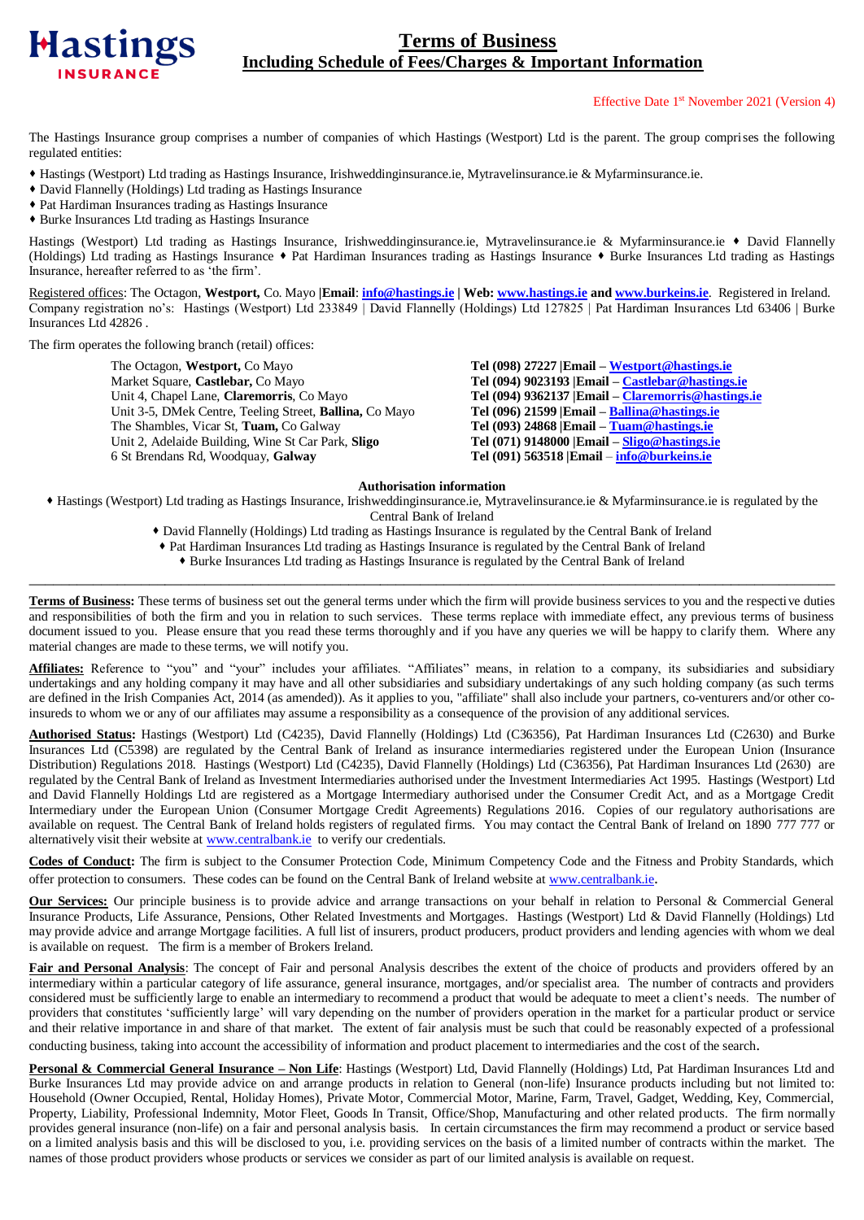# Terms of Business
## Including Schedule of Fees/Charges & Important Information

Effective Date 1st November 2021 (Version 4)

The Hastings Insurance group comprises a number of companies of which Hastings (Westport) Ltd is the parent. The group comprises the following regulated entities:

- Hastings (Westport) Ltd trading as Hastings Insurance, Irishweddinginsurance.ie, Mytravelinsurance.ie & Myfarminsurance.ie.
- David Flannelly (Holdings) Ltd trading as Hastings Insurance
- Pat Hardiman Insurances trading as Hastings Insurance
- Burke Insurances Ltd trading as Hastings Insurance

Hastings (Westport) Ltd trading as Hastings Insurance, Irishweddinginsurance.ie, Mytravelinsurance.ie & Myfarminsurance.ie ♦ David Flannelly (Holdings) Ltd trading as Hastings Insurance ♦ Pat Hardiman Insurances trading as Hastings Insurance ♦ Burke Insurances Ltd trading as Hastings Insurance, hereafter referred to as 'the firm'.

Registered offices: The Octagon, **Westport,** Co. Mayo |**Email**: **info@hastings.ie** | **Web: www.hastings.ie and www.burkeins.ie**. Registered in Ireland. Company registration no's: Hastings (Westport) Ltd 233849 | David Flannelly (Holdings) Ltd 127825 | Pat Hardiman Insurances Ltd 63406 | Burke Insurances Ltd 42826 .

The firm operates the following branch (retail) offices:

| Office | Contact |
|---|---|
| The Octagon, **Westport,** Co Mayo | **Tel (098) 27227 \|Email – Westport@hastings.ie** |
| Market Square, **Castlebar,** Co Mayo | **Tel (094) 9023193 \|Email – Castlebar@hastings.ie** |
| Unit 4, Chapel Lane, **Claremorris**, Co Mayo | **Tel (094) 9362137 \|Email – Claremorris@hastings.ie** |
| Unit 3-5, DMek Centre, Teeling Street, **Ballina,** Co Mayo | **Tel (096) 21599 \|Email – Ballina@hastings.ie** |
| The Shambles, Vicar St, **Tuam,** Co Galway | **Tel (093) 24868 \|Email – Tuam@hastings.ie** |
| Unit 2, Adelaide Building, Wine St Car Park, **Sligo** | **Tel (071) 9148000 \|Email – Sligo@hastings.ie** |
| 6 St Brendans Rd, Woodquay, **Galway** | **Tel (091) 563518 \|Email – info@burkeins.ie** |

**Authorisation information**

- Hastings (Westport) Ltd trading as Hastings Insurance, Irishweddinginsurance.ie, Mytravelinsurance.ie & Myfarminsurance.ie is regulated by the Central Bank of Ireland
- David Flannelly (Holdings) Ltd trading as Hastings Insurance is regulated by the Central Bank of Ireland
- Pat Hardiman Insurances Ltd trading as Hastings Insurance is regulated by the Central Bank of Ireland
- Burke Insurances Ltd trading as Hastings Insurance is regulated by the Central Bank of Ireland

---

**Terms of Business:** These terms of business set out the general terms under which the firm will provide business services to you and the respective duties and responsibilities of both the firm and you in relation to such services. These terms replace with immediate effect, any previous terms of business document issued to you. Please ensure that you read these terms thoroughly and if you have any queries we will be happy to clarify them. Where any material changes are made to these terms, we will notify you.

**Affiliates:** Reference to "you" and "your" includes your affiliates. "Affiliates" means, in relation to a company, its subsidiaries and subsidiary undertakings and any holding company it may have and all other subsidiaries and subsidiary undertakings of any such holding company (as such terms are defined in the Irish Companies Act, 2014 (as amended)). As it applies to you, "affiliate" shall also include your partners, co-venturers and/or other co-insureds to whom we or any of our affiliates may assume a responsibility as a consequence of the provision of any additional services.

**Authorised Status:** Hastings (Westport) Ltd (C4235), David Flannelly (Holdings) Ltd (C36356), Pat Hardiman Insurances Ltd (C2630) and Burke Insurances Ltd (C5398) are regulated by the Central Bank of Ireland as insurance intermediaries registered under the European Union (Insurance Distribution) Regulations 2018. Hastings (Westport) Ltd (C4235), David Flannelly (Holdings) Ltd (C36356), Pat Hardiman Insurances Ltd (2630) are regulated by the Central Bank of Ireland as Investment Intermediaries authorised under the Investment Intermediaries Act 1995. Hastings (Westport) Ltd and David Flannelly Holdings Ltd are registered as a Mortgage Intermediary authorised under the Consumer Credit Act, and as a Mortgage Credit Intermediary under the European Union (Consumer Mortgage Credit Agreements) Regulations 2016. Copies of our regulatory authorisations are available on request. The Central Bank of Ireland holds registers of regulated firms. You may contact the Central Bank of Ireland on 1890 777 777 or alternatively visit their website at www.centralbank.ie to verify our credentials.

**Codes of Conduct:** The firm is subject to the Consumer Protection Code, Minimum Competency Code and the Fitness and Probity Standards, which offer protection to consumers. These codes can be found on the Central Bank of Ireland website at www.centralbank.ie.

**Our Services:** Our principle business is to provide advice and arrange transactions on your behalf in relation to Personal & Commercial General Insurance Products, Life Assurance, Pensions, Other Related Investments and Mortgages. Hastings (Westport) Ltd & David Flannelly (Holdings) Ltd may provide advice and arrange Mortgage facilities. A full list of insurers, product producers, product providers and lending agencies with whom we deal is available on request. The firm is a member of Brokers Ireland.

**Fair and Personal Analysis**: The concept of Fair and personal Analysis describes the extent of the choice of products and providers offered by an intermediary within a particular category of life assurance, general insurance, mortgages, and/or specialist area. The number of contracts and providers considered must be sufficiently large to enable an intermediary to recommend a product that would be adequate to meet a client's needs. The number of providers that constitutes 'sufficiently large' will vary depending on the number of providers operation in the market for a particular product or service and their relative importance in and share of that market. The extent of fair analysis must be such that could be reasonably expected of a professional conducting business, taking into account the accessibility of information and product placement to intermediaries and the cost of the search.

**Personal & Commercial General Insurance – Non Life**: Hastings (Westport) Ltd, David Flannelly (Holdings) Ltd, Pat Hardiman Insurances Ltd and Burke Insurances Ltd may provide advice on and arrange products in relation to General (non-life) Insurance products including but not limited to: Household (Owner Occupied, Rental, Holiday Homes), Private Motor, Commercial Motor, Marine, Farm, Travel, Gadget, Wedding, Key, Commercial, Property, Liability, Professional Indemnity, Motor Fleet, Goods In Transit, Office/Shop, Manufacturing and other related products. The firm normally provides general insurance (non-life) on a fair and personal analysis basis. In certain circumstances the firm may recommend a product or service based on a limited analysis basis and this will be disclosed to you, i.e. providing services on the basis of a limited number of contracts within the market. The names of those product providers whose products or services we consider as part of our limited analysis is available on request.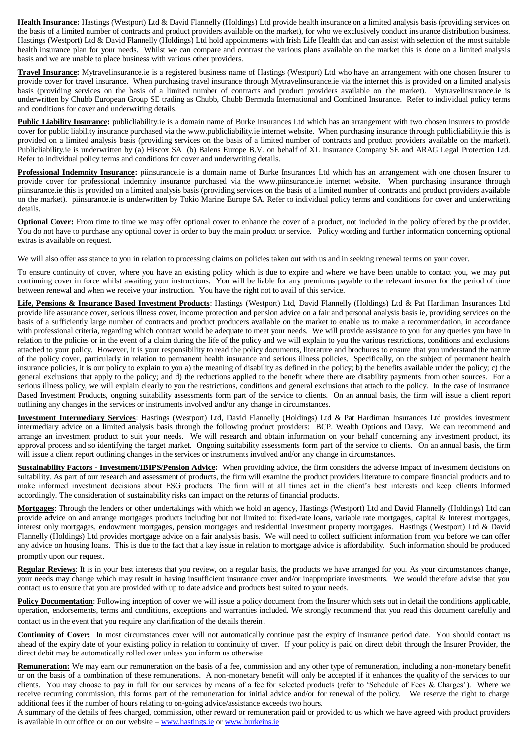**Health Insurance:** Hastings (Westport) Ltd & David Flannelly (Holdings) Ltd provide health insurance on a limited analysis basis (providing services on the basis of a limited number of contracts and product providers available on the market), for who we exclusively conduct insurance distribution business. Hastings (Westport) Ltd & David Flannelly (Holdings) Ltd hold appointments with Irish Life Health dac and can assist with selection of the most suitable health insurance plan for your needs. Whilst we can compare and contrast the various plans available on the market this is done on a limited analysis basis and we are unable to place business with various other providers.

**Travel Insurance:** Mytravelinsurance.ie is a registered business name of Hastings (Westport) Ltd who have an arrangement with one chosen Insurer to provide cover for travel insurance. When purchasing travel insurance through Mytravelinsurance.ie via the internet this is provided on a limited analysis basis (providing services on the basis of a limited number of contracts and product providers available on the market). Mytravelinsurance.ie is underwritten by Chubb European Group SE trading as Chubb, Chubb Bermuda International and Combined Insurance. Refer to individual policy terms and conditions for cover and underwriting details.

**Public Liability Insurance:** publicliability.ie is a domain name of Burke Insurances Ltd which has an arrangement with two chosen Insurers to provide cover for public liability insurance purchased via the www.publicliability.ie internet website. When purchasing insurance through publicliability.ie this is provided on a limited analysis basis (providing services on the basis of a limited number of contracts and product providers available on the market). Publicliability.ie is underwritten by (a) Hiscox SA (b) Balens Europe B.V. on behalf of XL Insurance Company SE and ARAG Legal Protection Ltd. Refer to individual policy terms and conditions for cover and underwriting details.

**Professional Indemnity Insurance:** piinsurance.ie is a domain name of Burke Insurances Ltd which has an arrangement with one chosen Insurer to provide cover for professional indemnity insurance purchased via the www.piinsurance.ie internet website. When purchasing insurance through piinsurance.ie this is provided on a limited analysis basis (providing services on the basis of a limited number of contracts and product providers available on the market). piinsurance.ie is underwritten by Tokio Marine Europe SA. Refer to individual policy terms and conditions for cover and underwriting details.

**Optional Cover:** From time to time we may offer optional cover to enhance the cover of a product, not included in the policy offered by the provider. You do not have to purchase any optional cover in order to buy the main product or service. Policy wording and further information concerning optional extras is available on request.

We will also offer assistance to you in relation to processing claims on policies taken out with us and in seeking renewal terms on your cover.

To ensure continuity of cover, where you have an existing policy which is due to expire and where we have been unable to contact you, we may put continuing cover in force whilst awaiting your instructions. You will be liable for any premiums payable to the relevant insurer for the period of time between renewal and when we receive your instruction. You have the right not to avail of this service.

**Life, Pensions & Insurance Based Investment Products**: Hastings (Westport) Ltd, David Flannelly (Holdings) Ltd & Pat Hardiman Insurances Ltd provide life assurance cover, serious illness cover, income protection and pension advice on a fair and personal analysis basis ie, providing services on the basis of a sufficiently large number of contracts and product producers available on the market to enable us to make a recommendation, in accordance with professional criteria, regarding which contract would be adequate to meet your needs. We will provide assistance to you for any queries you have in relation to the policies or in the event of a claim during the life of the policy and we will explain to you the various restrictions, conditions and exclusions attached to your policy. However, it is your responsibility to read the policy documents, literature and brochures to ensure that you understand the nature of the policy cover, particularly in relation to permanent health insurance and serious illness policies. Specifically, on the subject of permanent health insurance policies, it is our policy to explain to you a) the meaning of disability as defined in the policy; b) the benefits available under the policy; c) the general exclusions that apply to the policy; and d) the reductions applied to the benefit where there are disability payments from other sources. For a serious illness policy, we will explain clearly to you the restrictions, conditions and general exclusions that attach to the policy. In the case of Insurance Based Investment Products, ongoing suitability assessments form part of the service to clients. On an annual basis, the firm will issue a client report outlining any changes in the services or instruments involved and/or any change in circumstances.

**Investment Intermediary Services**: Hastings (Westport) Ltd, David Flannelly (Holdings) Ltd & Pat Hardiman Insurances Ltd provides investment intermediary advice on a limited analysis basis through the following product providers: BCP. Wealth Options and Davy. We can recommend and arrange an investment product to suit your needs. We will research and obtain information on your behalf concerning any investment product, its approval process and so identifying the target market. Ongoing suitability assessments form part of the service to clients. On an annual basis, the firm will issue a client report outlining changes in the services or instruments involved and/or any change in circumstances.

**Sustainability Factors - Investment/IBIPS/Pension Advice:** When providing advice, the firm considers the adverse impact of investment decisions on suitability. As part of our research and assessment of products, the firm will examine the product providers literature to compare financial products and to make informed investment decisions about ESG products. The firm will at all times act in the client's best interests and keep clients informed accordingly. The consideration of sustainability risks can impact on the returns of financial products.

**Mortgages**: Through the lenders or other undertakings with which we hold an agency, Hastings (Westport) Ltd and David Flannelly (Holdings) Ltd can provide advice on and arrange mortgages products including but not limited to: fixed-rate loans, variable rate mortgages, capital & Interest mortgages, interest only mortgages, endowment mortgages, pension mortgages and residential investment property mortgages. Hastings (Westport) Ltd & David Flannelly (Holdings) Ltd provides mortgage advice on a fair analysis basis. We will need to collect sufficient information from you before we can offer any advice on housing loans. This is due to the fact that a key issue in relation to mortgage advice is affordability. Such information should be produced promptly upon our request.

**Regular Reviews**: It is in your best interests that you review, on a regular basis, the products we have arranged for you. As your circumstances change, your needs may change which may result in having insufficient insurance cover and/or inappropriate investments. We would therefore advise that you contact us to ensure that you are provided with up to date advice and products best suited to your needs.

**Policy Documentation**: Following inception of cover we will issue a policy document from the Insurer which sets out in detail the conditions applicable, operation, endorsements, terms and conditions, exceptions and warranties included. We strongly recommend that you read this document carefully and contact us in the event that you require any clarification of the details therein.

**Continuity of Cover:** In most circumstances cover will not automatically continue past the expiry of insurance period date. You should contact us ahead of the expiry date of your existing policy in relation to continuity of cover. If your policy is paid on direct debit through the Insurer Provider, the direct debit may be automatically rolled over unless you inform us otherwise.

**Remuneration:** We may earn our remuneration on the basis of a fee, commission and any other type of remuneration, including a non-monetary benefit or on the basis of a combination of these remunerations. A non-monetary benefit will only be accepted if it enhances the quality of the services to our clients. You may choose to pay in full for our services by means of a fee for selected products (refer to 'Schedule of Fees & Charges'). Where we receive recurring commission, this forms part of the remuneration for initial advice and/or for renewal of the policy. We reserve the right to charge additional fees if the number of hours relating to on-going advice/assistance exceeds two hours.
A summary of the details of fees charged, commission, other reward or remuneration paid or provided to us which we have agreed with product providers is available in our office or on our website – www.hastings.ie or www.burkeins.ie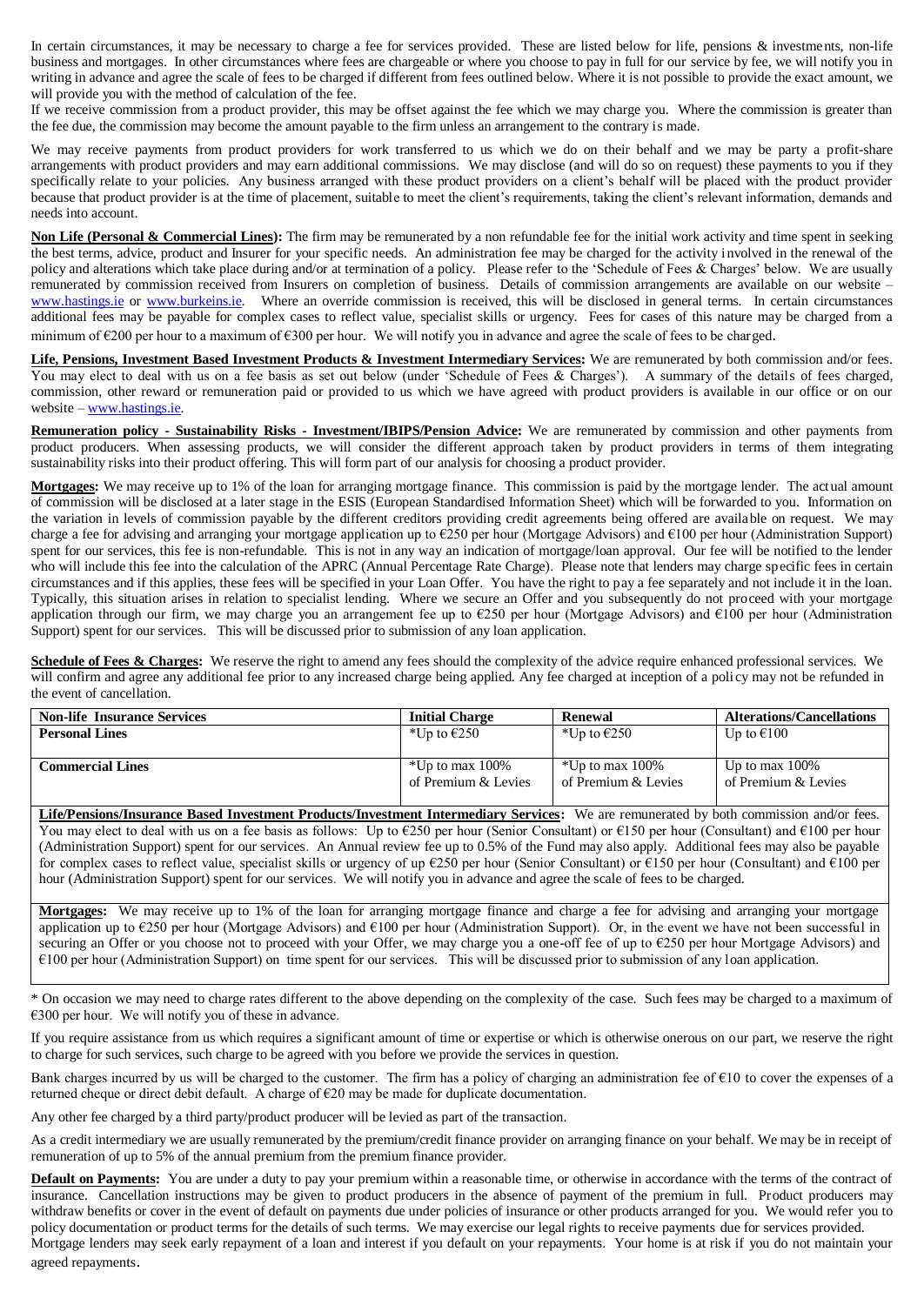In certain circumstances, it may be necessary to charge a fee for services provided. These are listed below for life, pensions & investments, non-life business and mortgages. In other circumstances where fees are chargeable or where you choose to pay in full for our service by fee, we will notify you in writing in advance and agree the scale of fees to be charged if different from fees outlined below. Where it is not possible to provide the exact amount, we will provide you with the method of calculation of the fee.

If we receive commission from a product provider, this may be offset against the fee which we may charge you. Where the commission is greater than the fee due, the commission may become the amount payable to the firm unless an arrangement to the contrary is made.

We may receive payments from product providers for work transferred to us which we do on their behalf and we may be party a profit-share arrangements with product providers and may earn additional commissions. We may disclose (and will do so on request) these payments to you if they specifically relate to your policies. Any business arranged with these product providers on a client's behalf will be placed with the product provider because that product provider is at the time of placement, suitable to meet the client's requirements, taking the client's relevant information, demands and needs into account.

**Non Life (Personal & Commercial Lines):** The firm may be remunerated by a non refundable fee for the initial work activity and time spent in seeking the best terms, advice, product and Insurer for your specific needs. An administration fee may be charged for the activity involved in the renewal of the policy and alterations which take place during and/or at termination of a policy. Please refer to the 'Schedule of Fees & Charges' below. We are usually remunerated by commission received from Insurers on completion of business. Details of commission arrangements are available on our website – www.hastings.ie or www.burkeins.ie. Where an override commission is received, this will be disclosed in general terms. In certain circumstances additional fees may be payable for complex cases to reflect value, specialist skills or urgency. Fees for cases of this nature may be charged from a minimum of €200 per hour to a maximum of €300 per hour. We will notify you in advance and agree the scale of fees to be charged.

**Life, Pensions, Investment Based Investment Products & Investment Intermediary Services:** We are remunerated by both commission and/or fees. You may elect to deal with us on a fee basis as set out below (under 'Schedule of Fees & Charges'). A summary of the details of fees charged, commission, other reward or remuneration paid or provided to us which we have agreed with product providers is available in our office or on our website – www.hastings.ie.

**Remuneration policy - Sustainability Risks - Investment/IBIPS/Pension Advice:** We are remunerated by commission and other payments from product producers. When assessing products, we will consider the different approach taken by product providers in terms of them integrating sustainability risks into their product offering. This will form part of our analysis for choosing a product provider.

**Mortgages:** We may receive up to 1% of the loan for arranging mortgage finance. This commission is paid by the mortgage lender. The actual amount of commission will be disclosed at a later stage in the ESIS (European Standardised Information Sheet) which will be forwarded to you. Information on the variation in levels of commission payable by the different creditors providing credit agreements being offered are available on request. We may charge a fee for advising and arranging your mortgage application up to €250 per hour (Mortgage Advisors) and €100 per hour (Administration Support) spent for our services, this fee is non-refundable. This is not in any way an indication of mortgage/loan approval. Our fee will be notified to the lender who will include this fee into the calculation of the APRC (Annual Percentage Rate Charge). Please note that lenders may charge specific fees in certain circumstances and if this applies, these fees will be specified in your Loan Offer. You have the right to pay a fee separately and not include it in the loan. Typically, this situation arises in relation to specialist lending. Where we secure an Offer and you subsequently do not proceed with your mortgage application through our firm, we may charge you an arrangement fee up to €250 per hour (Mortgage Advisors) and €100 per hour (Administration Support) spent for our services. This will be discussed prior to submission of any loan application.

**Schedule of Fees & Charges:** We reserve the right to amend any fees should the complexity of the advice require enhanced professional services. We will confirm and agree any additional fee prior to any increased charge being applied. Any fee charged at inception of a policy may not be refunded in the event of cancellation.

| Non-life Insurance Services | Initial Charge | Renewal | Alterations/Cancellations |
|---|---|---|---|
| **Personal Lines** | *Up to €250 | *Up to €250 | Up to €100 |
| **Commercial Lines** | *Up to max 100% of Premium & Levies | *Up to max 100% of Premium & Levies | Up to max 100% of Premium & Levies |

**Life/Pensions/Insurance Based Investment Products/Investment Intermediary Services:** We are remunerated by both commission and/or fees. You may elect to deal with us on a fee basis as follows: Up to €250 per hour (Senior Consultant) or €150 per hour (Consultant) and €100 per hour (Administration Support) spent for our services. An Annual review fee up to 0.5% of the Fund may also apply. Additional fees may also be payable for complex cases to reflect value, specialist skills or urgency of up €250 per hour (Senior Consultant) or €150 per hour (Consultant) and €100 per hour (Administration Support) spent for our services. We will notify you in advance and agree the scale of fees to be charged.

**Mortgages:** We may receive up to 1% of the loan for arranging mortgage finance and charge a fee for advising and arranging your mortgage application up to €250 per hour (Mortgage Advisors) and €100 per hour (Administration Support). Or, in the event we have not been successful in securing an Offer or you choose not to proceed with your Offer, we may charge you a one-off fee of up to €250 per hour Mortgage Advisors) and €100 per hour (Administration Support) on time spent for our services. This will be discussed prior to submission of any loan application.

* On occasion we may need to charge rates different to the above depending on the complexity of the case. Such fees may be charged to a maximum of €300 per hour. We will notify you of these in advance.

If you require assistance from us which requires a significant amount of time or expertise or which is otherwise onerous on our part, we reserve the right to charge for such services, such charge to be agreed with you before we provide the services in question.

Bank charges incurred by us will be charged to the customer. The firm has a policy of charging an administration fee of €10 to cover the expenses of a returned cheque or direct debit default. A charge of €20 may be made for duplicate documentation.

Any other fee charged by a third party/product producer will be levied as part of the transaction.

As a credit intermediary we are usually remunerated by the premium/credit finance provider on arranging finance on your behalf. We may be in receipt of remuneration of up to 5% of the annual premium from the premium finance provider.

**Default on Payments:** You are under a duty to pay your premium within a reasonable time, or otherwise in accordance with the terms of the contract of insurance. Cancellation instructions may be given to product producers in the absence of payment of the premium in full. Product producers may withdraw benefits or cover in the event of default on payments due under policies of insurance or other products arranged for you. We would refer you to policy documentation or product terms for the details of such terms. We may exercise our legal rights to receive payments due for services provided. Mortgage lenders may seek early repayment of a loan and interest if you default on your repayments. Your home is at risk if you do not maintain your agreed repayments.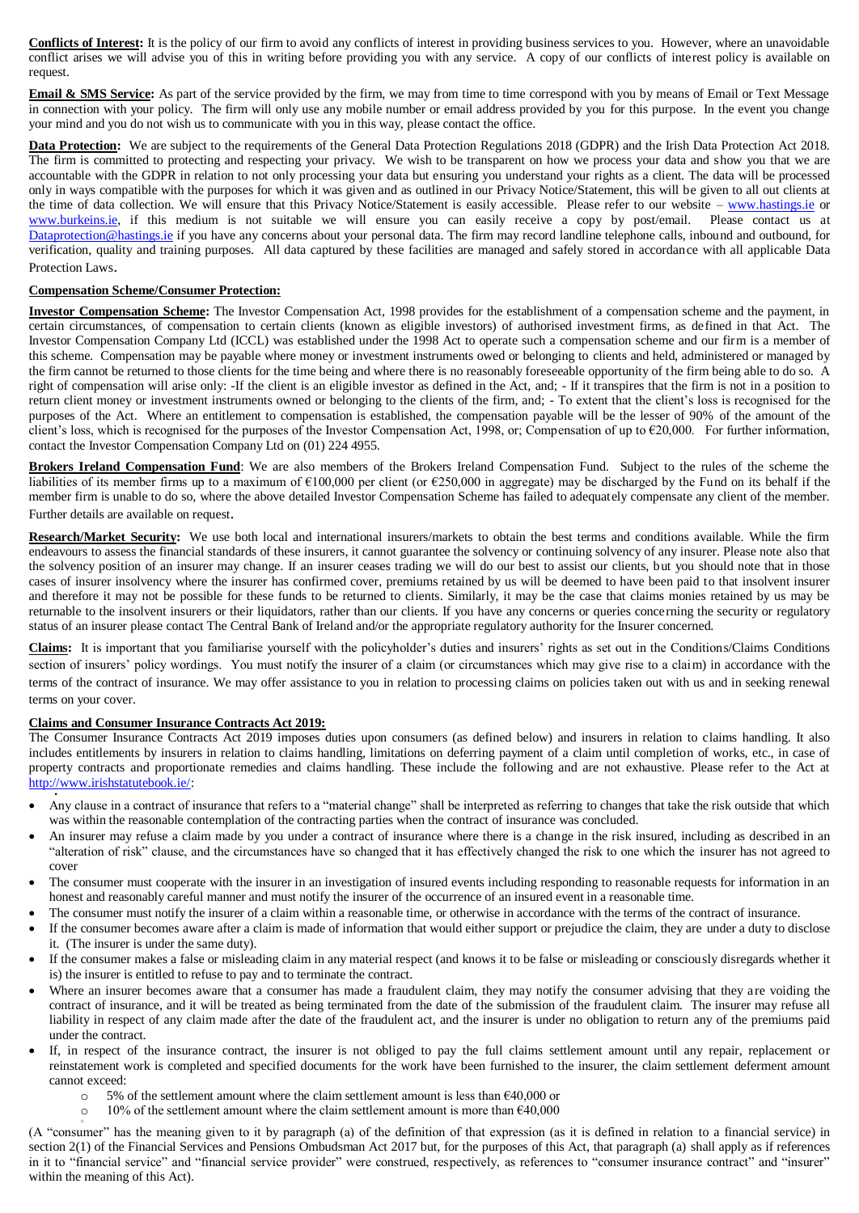**Conflicts of Interest:** It is the policy of our firm to avoid any conflicts of interest in providing business services to you. However, where an unavoidable conflict arises we will advise you of this in writing before providing you with any service. A copy of our conflicts of interest policy is available on request.

**Email & SMS Service:** As part of the service provided by the firm, we may from time to time correspond with you by means of Email or Text Message in connection with your policy. The firm will only use any mobile number or email address provided by you for this purpose. In the event you change your mind and you do not wish us to communicate with you in this way, please contact the office.

**Data Protection:** We are subject to the requirements of the General Data Protection Regulations 2018 (GDPR) and the Irish Data Protection Act 2018. The firm is committed to protecting and respecting your privacy. We wish to be transparent on how we process your data and show you that we are accountable with the GDPR in relation to not only processing your data but ensuring you understand your rights as a client. The data will be processed only in ways compatible with the purposes for which it was given and as outlined in our Privacy Notice/Statement, this will be given to all out clients at the time of data collection. We will ensure that this Privacy Notice/Statement is easily accessible. Please refer to our website – www.hastings.ie or www.burkeins.ie, if this medium is not suitable we will ensure you can easily receive a copy by post/email. Please contact us at Dataprotection@hastings.ie if you have any concerns about your personal data. The firm may record landline telephone calls, inbound and outbound, for verification, quality and training purposes. All data captured by these facilities are managed and safely stored in accordance with all applicable Data Protection Laws.

**Compensation Scheme/Consumer Protection:**

**Investor Compensation Scheme:** The Investor Compensation Act, 1998 provides for the establishment of a compensation scheme and the payment, in certain circumstances, of compensation to certain clients (known as eligible investors) of authorised investment firms, as defined in that Act. The Investor Compensation Company Ltd (ICCL) was established under the 1998 Act to operate such a compensation scheme and our firm is a member of this scheme. Compensation may be payable where money or investment instruments owed or belonging to clients and held, administered or managed by the firm cannot be returned to those clients for the time being and where there is no reasonably foreseeable opportunity of the firm being able to do so. A right of compensation will arise only: -If the client is an eligible investor as defined in the Act, and; - If it transpires that the firm is not in a position to return client money or investment instruments owned or belonging to the clients of the firm, and; - To extent that the client's loss is recognised for the purposes of the Act. Where an entitlement to compensation is established, the compensation payable will be the lesser of 90% of the amount of the client's loss, which is recognised for the purposes of the Investor Compensation Act, 1998, or; Compensation of up to €20,000. For further information, contact the Investor Compensation Company Ltd on (01) 224 4955.

**Brokers Ireland Compensation Fund**: We are also members of the Brokers Ireland Compensation Fund. Subject to the rules of the scheme the liabilities of its member firms up to a maximum of €100,000 per client (or €250,000 in aggregate) may be discharged by the Fund on its behalf if the member firm is unable to do so, where the above detailed Investor Compensation Scheme has failed to adequately compensate any client of the member. Further details are available on request.

**Research/Market Security:** We use both local and international insurers/markets to obtain the best terms and conditions available. While the firm endeavours to assess the financial standards of these insurers, it cannot guarantee the solvency or continuing solvency of any insurer. Please note also that the solvency position of an insurer may change. If an insurer ceases trading we will do our best to assist our clients, but you should note that in those cases of insurer insolvency where the insurer has confirmed cover, premiums retained by us will be deemed to have been paid to that insolvent insurer and therefore it may not be possible for these funds to be returned to clients. Similarly, it may be the case that claims monies retained by us may be returnable to the insolvent insurers or their liquidators, rather than our clients. If you have any concerns or queries concerning the security or regulatory status of an insurer please contact The Central Bank of Ireland and/or the appropriate regulatory authority for the Insurer concerned.

**Claims:** It is important that you familiarise yourself with the policyholder's duties and insurers' rights as set out in the Conditions/Claims Conditions section of insurers' policy wordings. You must notify the insurer of a claim (or circumstances which may give rise to a claim) in accordance with the terms of the contract of insurance. We may offer assistance to you in relation to processing claims on policies taken out with us and in seeking renewal terms on your cover.

**Claims and Consumer Insurance Contracts Act 2019:**

The Consumer Insurance Contracts Act 2019 imposes duties upon consumers (as defined below) and insurers in relation to claims handling. It also includes entitlements by insurers in relation to claims handling, limitations on deferring payment of a claim until completion of works, etc., in case of property contracts and proportionate remedies and claims handling. These include the following and are not exhaustive. Please refer to the Act at http://www.irishstatutebook.ie/:

- Any clause in a contract of insurance that refers to a "material change" shall be interpreted as referring to changes that take the risk outside that which was within the reasonable contemplation of the contracting parties when the contract of insurance was concluded.
- An insurer may refuse a claim made by you under a contract of insurance where there is a change in the risk insured, including as described in an "alteration of risk" clause, and the circumstances have so changed that it has effectively changed the risk to one which the insurer has not agreed to cover
- The consumer must cooperate with the insurer in an investigation of insured events including responding to reasonable requests for information in an honest and reasonably careful manner and must notify the insurer of the occurrence of an insured event in a reasonable time.
- The consumer must notify the insurer of a claim within a reasonable time, or otherwise in accordance with the terms of the contract of insurance.
- If the consumer becomes aware after a claim is made of information that would either support or prejudice the claim, they are under a duty to disclose it. (The insurer is under the same duty).
- If the consumer makes a false or misleading claim in any material respect (and knows it to be false or misleading or consciously disregards whether it is) the insurer is entitled to refuse to pay and to terminate the contract.
- Where an insurer becomes aware that a consumer has made a fraudulent claim, they may notify the consumer advising that they are voiding the contract of insurance, and it will be treated as being terminated from the date of the submission of the fraudulent claim. The insurer may refuse all liability in respect of any claim made after the date of the fraudulent act, and the insurer is under no obligation to return any of the premiums paid under the contract.
- If, in respect of the insurance contract, the insurer is not obliged to pay the full claims settlement amount until any repair, replacement or reinstatement work is completed and specified documents for the work have been furnished to the insurer, the claim settlement deferment amount cannot exceed:
    - 5% of the settlement amount where the claim settlement amount is less than €40,000 or
    - 10% of the settlement amount where the claim settlement amount is more than €40,000

(A "consumer" has the meaning given to it by paragraph (a) of the definition of that expression (as it is defined in relation to a financial service) in section 2(1) of the Financial Services and Pensions Ombudsman Act 2017 but, for the purposes of this Act, that paragraph (a) shall apply as if references in it to "financial service" and "financial service provider" were construed, respectively, as references to "consumer insurance contract" and "insurer" within the meaning of this Act).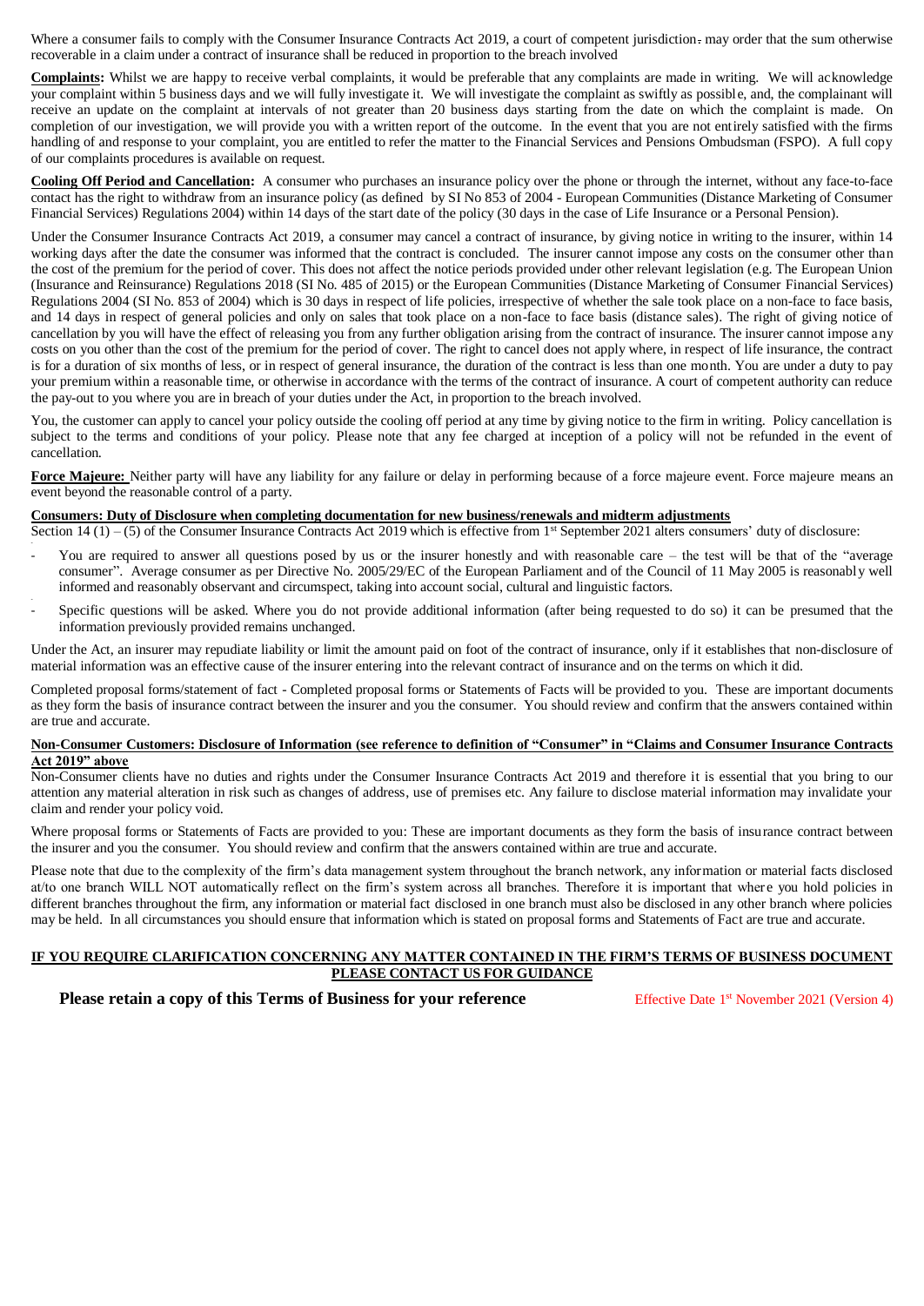Where a consumer fails to comply with the Consumer Insurance Contracts Act 2019, a court of competent jurisdiction. may order that the sum otherwise recoverable in a claim under a contract of insurance shall be reduced in proportion to the breach involved

**Complaints:** Whilst we are happy to receive verbal complaints, it would be preferable that any complaints are made in writing. We will acknowledge your complaint within 5 business days and we will fully investigate it. We will investigate the complaint as swiftly as possible, and, the complainant will receive an update on the complaint at intervals of not greater than 20 business days starting from the date on which the complaint is made. On completion of our investigation, we will provide you with a written report of the outcome. In the event that you are not entirely satisfied with the firms handling of and response to your complaint, you are entitled to refer the matter to the Financial Services and Pensions Ombudsman (FSPO). A full copy of our complaints procedures is available on request.

**Cooling Off Period and Cancellation:** A consumer who purchases an insurance policy over the phone or through the internet, without any face-to-face contact has the right to withdraw from an insurance policy (as defined by SI No 853 of 2004 - European Communities (Distance Marketing of Consumer Financial Services) Regulations 2004) within 14 days of the start date of the policy (30 days in the case of Life Insurance or a Personal Pension).

Under the Consumer Insurance Contracts Act 2019, a consumer may cancel a contract of insurance, by giving notice in writing to the insurer, within 14 working days after the date the consumer was informed that the contract is concluded. The insurer cannot impose any costs on the consumer other than the cost of the premium for the period of cover. This does not affect the notice periods provided under other relevant legislation (e.g. The European Union (Insurance and Reinsurance) Regulations 2018 (SI No. 485 of 2015) or the European Communities (Distance Marketing of Consumer Financial Services) Regulations 2004 (SI No. 853 of 2004) which is 30 days in respect of life policies, irrespective of whether the sale took place on a non-face to face basis, and 14 days in respect of general policies and only on sales that took place on a non-face to face basis (distance sales). The right of giving notice of cancellation by you will have the effect of releasing you from any further obligation arising from the contract of insurance. The insurer cannot impose any costs on you other than the cost of the premium for the period of cover. The right to cancel does not apply where, in respect of life insurance, the contract is for a duration of six months of less, or in respect of general insurance, the duration of the contract is less than one month. You are under a duty to pay your premium within a reasonable time, or otherwise in accordance with the terms of the contract of insurance. A court of competent authority can reduce the pay-out to you where you are in breach of your duties under the Act, in proportion to the breach involved.

You, the customer can apply to cancel your policy outside the cooling off period at any time by giving notice to the firm in writing. Policy cancellation is subject to the terms and conditions of your policy. Please note that any fee charged at inception of a policy will not be refunded in the event of cancellation.

**Force Majeure:** Neither party will have any liability for any failure or delay in performing because of a force majeure event. Force majeure means an event beyond the reasonable control of a party.

**Consumers: Duty of Disclosure when completing documentation for new business/renewals and midterm adjustments**

Section 14 (1) – (5) of the Consumer Insurance Contracts Act 2019 which is effective from 1st September 2021 alters consumers' duty of disclosure:

- You are required to answer all questions posed by us or the insurer honestly and with reasonable care – the test will be that of the "average consumer". Average consumer as per Directive No. 2005/29/EC of the European Parliament and of the Council of 11 May 2005 is reasonably well informed and reasonably observant and circumspect, taking into account social, cultural and linguistic factors.
- Specific questions will be asked. Where you do not provide additional information (after being requested to do so) it can be presumed that the information previously provided remains unchanged.

Under the Act, an insurer may repudiate liability or limit the amount paid on foot of the contract of insurance, only if it establishes that non-disclosure of material information was an effective cause of the insurer entering into the relevant contract of insurance and on the terms on which it did.

Completed proposal forms/statement of fact - Completed proposal forms or Statements of Facts will be provided to you. These are important documents as they form the basis of insurance contract between the insurer and you the consumer. You should review and confirm that the answers contained within are true and accurate.

**Non-Consumer Customers: Disclosure of Information (see reference to definition of "Consumer" in "Claims and Consumer Insurance Contracts Act 2019" above**

Non-Consumer clients have no duties and rights under the Consumer Insurance Contracts Act 2019 and therefore it is essential that you bring to our attention any material alteration in risk such as changes of address, use of premises etc. Any failure to disclose material information may invalidate your claim and render your policy void.

Where proposal forms or Statements of Facts are provided to you: These are important documents as they form the basis of insurance contract between the insurer and you the consumer. You should review and confirm that the answers contained within are true and accurate.

Please note that due to the complexity of the firm's data management system throughout the branch network, any information or material facts disclosed at/to one branch WILL NOT automatically reflect on the firm's system across all branches. Therefore it is important that where you hold policies in different branches throughout the firm, any information or material fact disclosed in one branch must also be disclosed in any other branch where policies may be held. In all circumstances you should ensure that information which is stated on proposal forms and Statements of Fact are true and accurate.

**IF YOU REQUIRE CLARIFICATION CONCERNING ANY MATTER CONTAINED IN THE FIRM'S TERMS OF BUSINESS DOCUMENT PLEASE CONTACT US FOR GUIDANCE**

**Please retain a copy of this Terms of Business for your reference**

Effective Date 1st November 2021 (Version 4)